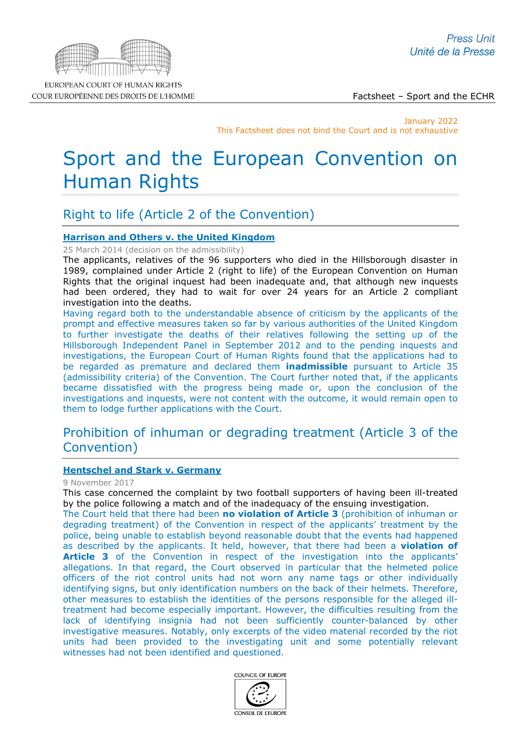January 2022
This Factsheet does not bind the Court and is not exhaustive

# Sport and the European Convention on Human Rights

## Right to life (Article 2 of the Convention)

### Harrison and Others v. the United Kingdom

25 March 2014 (decision on the admissibility)

The applicants, relatives of the 96 supporters who died in the Hillsborough disaster in 1989, complained under Article 2 (right to life) of the European Convention on Human Rights that the original inquest had been inadequate and, that although new inquests had been ordered, they had to wait for over 24 years for an Article 2 compliant investigation into the deaths.

Having regard both to the understandable absence of criticism by the applicants of the prompt and effective measures taken so far by various authorities of the United Kingdom to further investigate the deaths of their relatives following the setting up of the Hillsborough Independent Panel in September 2012 and to the pending inquests and investigations, the European Court of Human Rights found that the applications had to be regarded as premature and declared them **inadmissible** pursuant to Article 35 (admissibility criteria) of the Convention. The Court further noted that, if the applicants became dissatisfied with the progress being made or, upon the conclusion of the investigations and inquests, were not content with the outcome, it would remain open to them to lodge further applications with the Court.

## Prohibition of inhuman or degrading treatment (Article 3 of the Convention)

### Hentschel and Stark v. Germany

9 November 2017

This case concerned the complaint by two football supporters of having been ill-treated by the police following a match and of the inadequacy of the ensuing investigation.

The Court held that there had been **no violation of Article 3** (prohibition of inhuman or degrading treatment) of the Convention in respect of the applicants' treatment by the police, being unable to establish beyond reasonable doubt that the events had happened as described by the applicants. It held, however, that there had been a **violation of Article 3** of the Convention in respect of the investigation into the applicants' allegations. In that regard, the Court observed in particular that the helmeted police officers of the riot control units had not worn any name tags or other individually identifying signs, but only identification numbers on the back of their helmets. Therefore, other measures to establish the identities of the persons responsible for the alleged ill-treatment had become especially important. However, the difficulties resulting from the lack of identifying insignia had not been sufficiently counter-balanced by other investigative measures. Notably, only excerpts of the video material recorded by the riot units had been provided to the investigating unit and some potentially relevant witnesses had not been identified and questioned.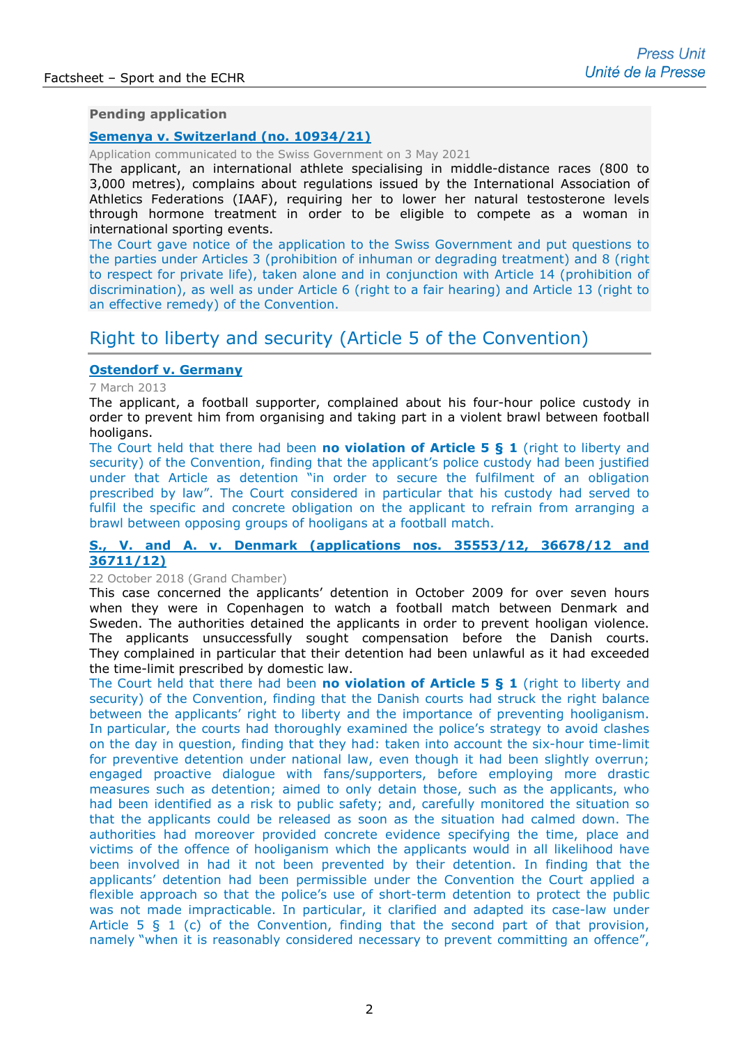**Pending application**

**Semenya v. Switzerland (no. 10934/21)**

Application communicated to the Swiss Government on 3 May 2021

The applicant, an international athlete specialising in middle-distance races (800 to 3,000 metres), complains about regulations issued by the International Association of Athletics Federations (IAAF), requiring her to lower her natural testosterone levels through hormone treatment in order to be eligible to compete as a woman in international sporting events.

The Court gave notice of the application to the Swiss Government and put questions to the parties under Articles 3 (prohibition of inhuman or degrading treatment) and 8 (right to respect for private life), taken alone and in conjunction with Article 14 (prohibition of discrimination), as well as under Article 6 (right to a fair hearing) and Article 13 (right to an effective remedy) of the Convention.

## Right to liberty and security (Article 5 of the Convention)

**Ostendorf v. Germany**

7 March 2013

The applicant, a football supporter, complained about his four-hour police custody in order to prevent him from organising and taking part in a violent brawl between football hooligans.

The Court held that there had been **no violation of Article 5 § 1** (right to liberty and security) of the Convention, finding that the applicant's police custody had been justified under that Article as detention "in order to secure the fulfilment of an obligation prescribed by law". The Court considered in particular that his custody had served to fulfil the specific and concrete obligation on the applicant to refrain from arranging a brawl between opposing groups of hooligans at a football match.

**S., V. and A. v. Denmark (applications nos. 35553/12, 36678/12 and 36711/12)**

22 October 2018 (Grand Chamber)

This case concerned the applicants' detention in October 2009 for over seven hours when they were in Copenhagen to watch a football match between Denmark and Sweden. The authorities detained the applicants in order to prevent hooligan violence. The applicants unsuccessfully sought compensation before the Danish courts. They complained in particular that their detention had been unlawful as it had exceeded the time-limit prescribed by domestic law.

The Court held that there had been **no violation of Article 5 § 1** (right to liberty and security) of the Convention, finding that the Danish courts had struck the right balance between the applicants' right to liberty and the importance of preventing hooliganism. In particular, the courts had thoroughly examined the police's strategy to avoid clashes on the day in question, finding that they had: taken into account the six-hour time-limit for preventive detention under national law, even though it had been slightly overrun; engaged proactive dialogue with fans/supporters, before employing more drastic measures such as detention; aimed to only detain those, such as the applicants, who had been identified as a risk to public safety; and, carefully monitored the situation so that the applicants could be released as soon as the situation had calmed down. The authorities had moreover provided concrete evidence specifying the time, place and victims of the offence of hooliganism which the applicants would in all likelihood have been involved in had it not been prevented by their detention. In finding that the applicants' detention had been permissible under the Convention the Court applied a flexible approach so that the police's use of short-term detention to protect the public was not made impracticable. In particular, it clarified and adapted its case-law under Article 5 § 1 (c) of the Convention, finding that the second part of that provision, namely "when it is reasonably considered necessary to prevent committing an offence",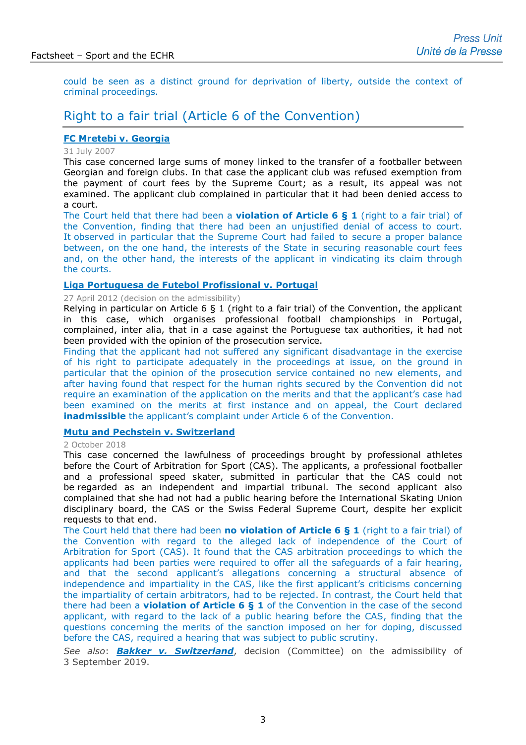could be seen as a distinct ground for deprivation of liberty, outside the context of criminal proceedings.

## Right to a fair trial (Article 6 of the Convention)

### FC Mretebi v. Georgia

31 July 2007

This case concerned large sums of money linked to the transfer of a footballer between Georgian and foreign clubs. In that case the applicant club was refused exemption from the payment of court fees by the Supreme Court; as a result, its appeal was not examined. The applicant club complained in particular that it had been denied access to a court.

The Court held that there had been a **violation of Article 6 § 1** (right to a fair trial) of the Convention, finding that there had been an unjustified denial of access to court. It observed in particular that the Supreme Court had failed to secure a proper balance between, on the one hand, the interests of the State in securing reasonable court fees and, on the other hand, the interests of the applicant in vindicating its claim through the courts.

### Liga Portuguesa de Futebol Profissional v. Portugal

27 April 2012 (decision on the admissibility)

Relying in particular on Article 6 § 1 (right to a fair trial) of the Convention, the applicant in this case, which organises professional football championships in Portugal, complained, inter alia, that in a case against the Portuguese tax authorities, it had not been provided with the opinion of the prosecution service.

Finding that the applicant had not suffered any significant disadvantage in the exercise of his right to participate adequately in the proceedings at issue, on the ground in particular that the opinion of the prosecution service contained no new elements, and after having found that respect for the human rights secured by the Convention did not require an examination of the application on the merits and that the applicant's case had been examined on the merits at first instance and on appeal, the Court declared **inadmissible** the applicant's complaint under Article 6 of the Convention.

### Mutu and Pechstein v. Switzerland

2 October 2018

This case concerned the lawfulness of proceedings brought by professional athletes before the Court of Arbitration for Sport (CAS). The applicants, a professional footballer and a professional speed skater, submitted in particular that the CAS could not be regarded as an independent and impartial tribunal. The second applicant also complained that she had not had a public hearing before the International Skating Union disciplinary board, the CAS or the Swiss Federal Supreme Court, despite her explicit requests to that end.

The Court held that there had been **no violation of Article 6 § 1** (right to a fair trial) of the Convention with regard to the alleged lack of independence of the Court of Arbitration for Sport (CAS). It found that the CAS arbitration proceedings to which the applicants had been parties were required to offer all the safeguards of a fair hearing, and that the second applicant's allegations concerning a structural absence of independence and impartiality in the CAS, like the first applicant's criticisms concerning the impartiality of certain arbitrators, had to be rejected. In contrast, the Court held that there had been a **violation of Article 6 § 1** of the Convention in the case of the second applicant, with regard to the lack of a public hearing before the CAS, finding that the questions concerning the merits of the sanction imposed on her for doping, discussed before the CAS, required a hearing that was subject to public scrutiny.

*See also*: ***Bakker v. Switzerland***, decision (Committee) on the admissibility of 3 September 2019.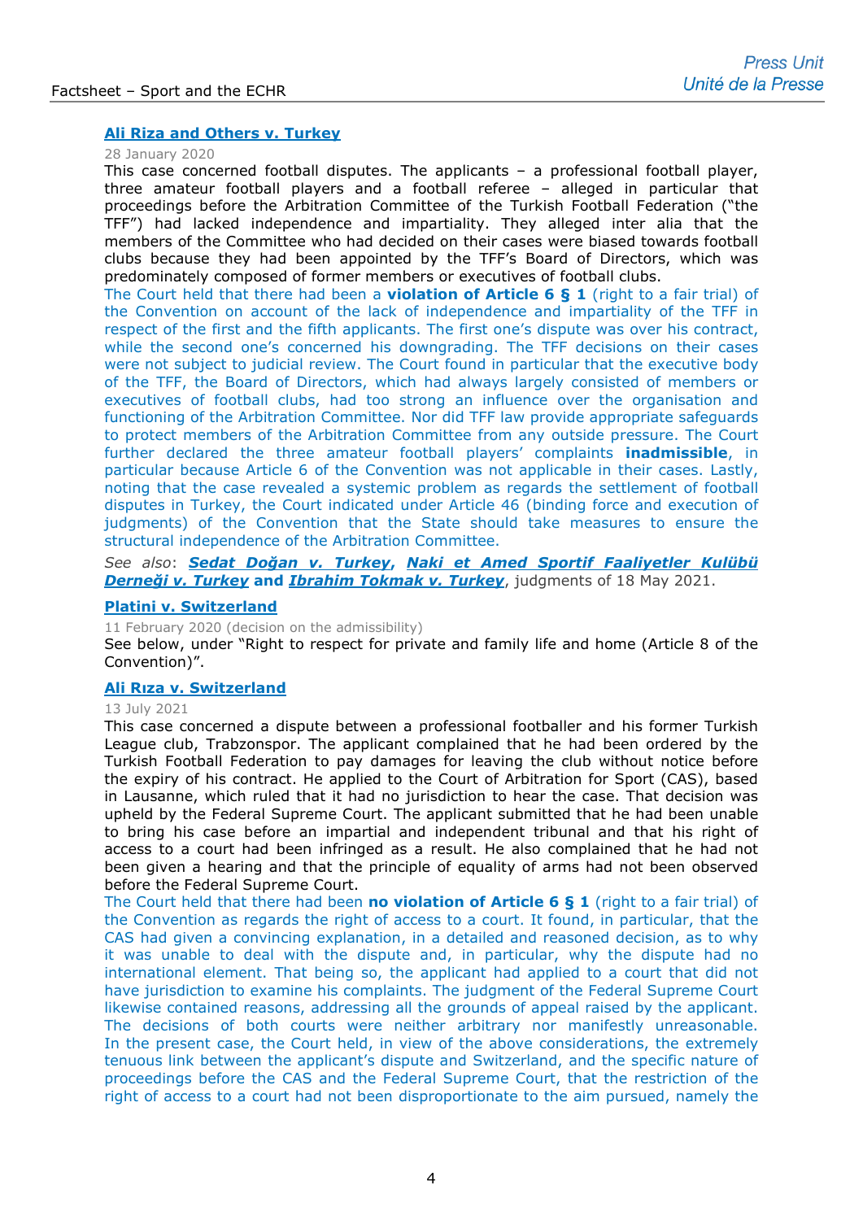**Ali Riza and Others v. Turkey**

28 January 2020

This case concerned football disputes. The applicants – a professional football player, three amateur football players and a football referee – alleged in particular that proceedings before the Arbitration Committee of the Turkish Football Federation ("the TFF") had lacked independence and impartiality. They alleged inter alia that the members of the Committee who had decided on their cases were biased towards football clubs because they had been appointed by the TFF's Board of Directors, which was predominately composed of former members or executives of football clubs.

The Court held that there had been a **violation of Article 6 § 1** (right to a fair trial) of the Convention on account of the lack of independence and impartiality of the TFF in respect of the first and the fifth applicants. The first one's dispute was over his contract, while the second one's concerned his downgrading. The TFF decisions on their cases were not subject to judicial review. The Court found in particular that the executive body of the TFF, the Board of Directors, which had always largely consisted of members or executives of football clubs, had too strong an influence over the organisation and functioning of the Arbitration Committee. Nor did TFF law provide appropriate safeguards to protect members of the Arbitration Committee from any outside pressure. The Court further declared the three amateur football players' complaints **inadmissible**, in particular because Article 6 of the Convention was not applicable in their cases. Lastly, noting that the case revealed a systemic problem as regards the settlement of football disputes in Turkey, the Court indicated under Article 46 (binding force and execution of judgments) of the Convention that the State should take measures to ensure the structural independence of the Arbitration Committee.

*See also*: ***Sedat Doğan v. Turkey***, ***Naki et Amed Sportif Faaliyetler Kulübü Derneği v. Turkey*** **and** ***Ibrahim Tokmak v. Turkey***, judgments of 18 May 2021.

**Platini v. Switzerland**

11 February 2020 (decision on the admissibility)

See below, under "Right to respect for private and family life and home (Article 8 of the Convention)".

**Ali Rıza v. Switzerland**

13 July 2021

This case concerned a dispute between a professional footballer and his former Turkish League club, Trabzonspor. The applicant complained that he had been ordered by the Turkish Football Federation to pay damages for leaving the club without notice before the expiry of his contract. He applied to the Court of Arbitration for Sport (CAS), based in Lausanne, which ruled that it had no jurisdiction to hear the case. That decision was upheld by the Federal Supreme Court. The applicant submitted that he had been unable to bring his case before an impartial and independent tribunal and that his right of access to a court had been infringed as a result. He also complained that he had not been given a hearing and that the principle of equality of arms had not been observed before the Federal Supreme Court.

The Court held that there had been **no violation of Article 6 § 1** (right to a fair trial) of the Convention as regards the right of access to a court. It found, in particular, that the CAS had given a convincing explanation, in a detailed and reasoned decision, as to why it was unable to deal with the dispute and, in particular, why the dispute had no international element. That being so, the applicant had applied to a court that did not have jurisdiction to examine his complaints. The judgment of the Federal Supreme Court likewise contained reasons, addressing all the grounds of appeal raised by the applicant. The decisions of both courts were neither arbitrary nor manifestly unreasonable. In the present case, the Court held, in view of the above considerations, the extremely tenuous link between the applicant's dispute and Switzerland, and the specific nature of proceedings before the CAS and the Federal Supreme Court, that the restriction of the right of access to a court had not been disproportionate to the aim pursued, namely the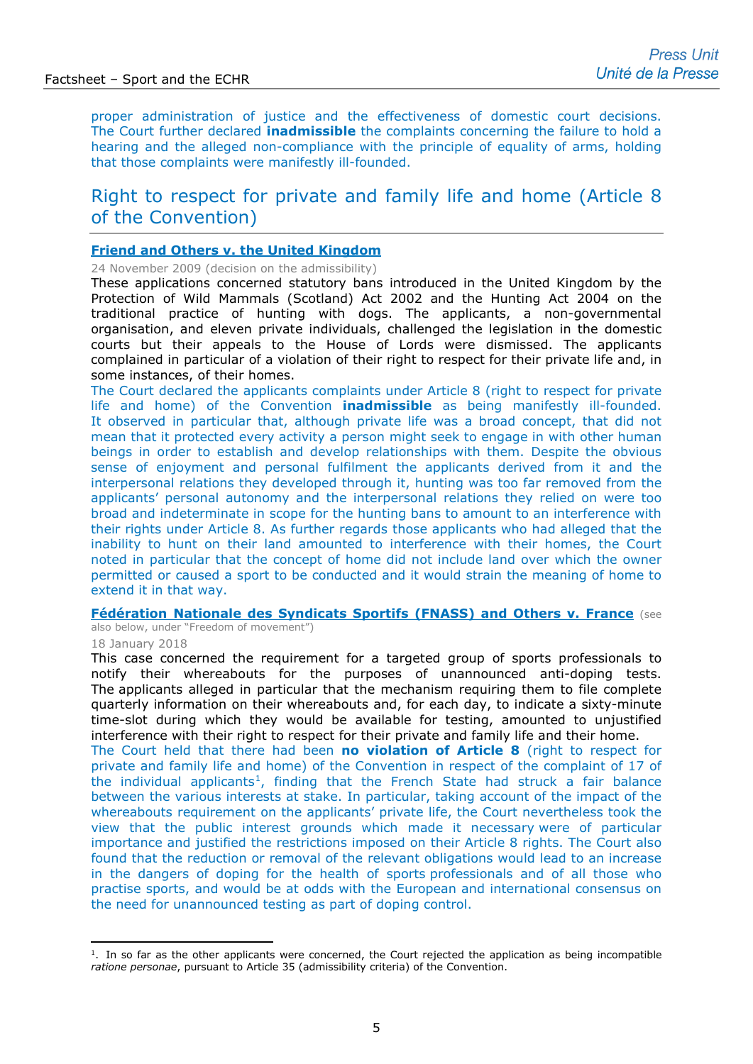proper administration of justice and the effectiveness of domestic court decisions. The Court further declared **inadmissible** the complaints concerning the failure to hold a hearing and the alleged non-compliance with the principle of equality of arms, holding that those complaints were manifestly ill-founded.

## Right to respect for private and family life and home (Article 8 of the Convention)

**Friend and Others v. the United Kingdom**

24 November 2009 (decision on the admissibility)

These applications concerned statutory bans introduced in the United Kingdom by the Protection of Wild Mammals (Scotland) Act 2002 and the Hunting Act 2004 on the traditional practice of hunting with dogs. The applicants, a non-governmental organisation, and eleven private individuals, challenged the legislation in the domestic courts but their appeals to the House of Lords were dismissed. The applicants complained in particular of a violation of their right to respect for their private life and, in some instances, of their homes.

The Court declared the applicants complaints under Article 8 (right to respect for private life and home) of the Convention **inadmissible** as being manifestly ill-founded. It observed in particular that, although private life was a broad concept, that did not mean that it protected every activity a person might seek to engage in with other human beings in order to establish and develop relationships with them. Despite the obvious sense of enjoyment and personal fulfilment the applicants derived from it and the interpersonal relations they developed through it, hunting was too far removed from the applicants' personal autonomy and the interpersonal relations they relied on were too broad and indeterminate in scope for the hunting bans to amount to an interference with their rights under Article 8. As further regards those applicants who had alleged that the inability to hunt on their land amounted to interference with their homes, the Court noted in particular that the concept of home did not include land over which the owner permitted or caused a sport to be conducted and it would strain the meaning of home to extend it in that way.

**Fédération Nationale des Syndicats Sportifs (FNASS) and Others v. France** (see also below, under "Freedom of movement")

18 January 2018

This case concerned the requirement for a targeted group of sports professionals to notify their whereabouts for the purposes of unannounced anti-doping tests. The applicants alleged in particular that the mechanism requiring them to file complete quarterly information on their whereabouts and, for each day, to indicate a sixty-minute time-slot during which they would be available for testing, amounted to unjustified interference with their right to respect for their private and family life and their home.

The Court held that there had been **no violation of Article 8** (right to respect for private and family life and home) of the Convention in respect of the complaint of 17 of the individual applicants[1], finding that the French State had struck a fair balance between the various interests at stake. In particular, taking account of the impact of the whereabouts requirement on the applicants' private life, the Court nevertheless took the view that the public interest grounds which made it necessary were of particular importance and justified the restrictions imposed on their Article 8 rights. The Court also found that the reduction or removal of the relevant obligations would lead to an increase in the dangers of doping for the health of sports professionals and of all those who practise sports, and would be at odds with the European and international consensus on the need for unannounced testing as part of doping control.

---

[1]. In so far as the other applicants were concerned, the Court rejected the application as being incompatible *ratione personae*, pursuant to Article 35 (admissibility criteria) of the Convention.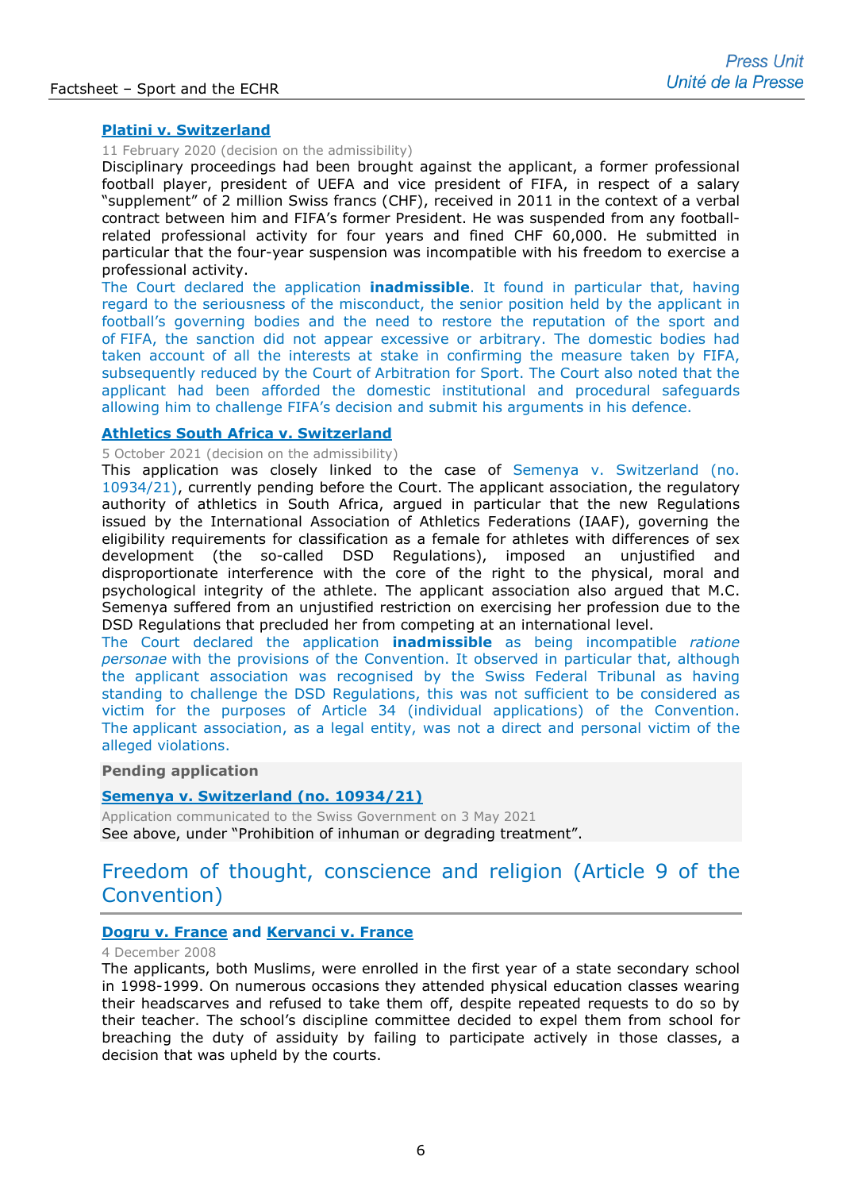### Platini v. Switzerland

11 February 2020 (decision on the admissibility)

Disciplinary proceedings had been brought against the applicant, a former professional football player, president of UEFA and vice president of FIFA, in respect of a salary "supplement" of 2 million Swiss francs (CHF), received in 2011 in the context of a verbal contract between him and FIFA's former President. He was suspended from any football-related professional activity for four years and fined CHF 60,000. He submitted in particular that the four-year suspension was incompatible with his freedom to exercise a professional activity.

The Court declared the application **inadmissible**. It found in particular that, having regard to the seriousness of the misconduct, the senior position held by the applicant in football's governing bodies and the need to restore the reputation of the sport and of FIFA, the sanction did not appear excessive or arbitrary. The domestic bodies had taken account of all the interests at stake in confirming the measure taken by FIFA, subsequently reduced by the Court of Arbitration for Sport. The Court also noted that the applicant had been afforded the domestic institutional and procedural safeguards allowing him to challenge FIFA's decision and submit his arguments in his defence.

### Athletics South Africa v. Switzerland

5 October 2021 (decision on the admissibility)

This application was closely linked to the case of Semenya v. Switzerland (no. 10934/21), currently pending before the Court. The applicant association, the regulatory authority of athletics in South Africa, argued in particular that the new Regulations issued by the International Association of Athletics Federations (IAAF), governing the eligibility requirements for classification as a female for athletes with differences of sex development (the so-called DSD Regulations), imposed an unjustified and disproportionate interference with the core of the right to the physical, moral and psychological integrity of the athlete. The applicant association also argued that M.C. Semenya suffered from an unjustified restriction on exercising her profession due to the DSD Regulations that precluded her from competing at an international level.

The Court declared the application **inadmissible** as being incompatible *ratione personae* with the provisions of the Convention. It observed in particular that, although the applicant association was recognised by the Swiss Federal Tribunal as having standing to challenge the DSD Regulations, this was not sufficient to be considered as victim for the purposes of Article 34 (individual applications) of the Convention. The applicant association, as a legal entity, was not a direct and personal victim of the alleged violations.

**Pending application**

### Semenya v. Switzerland (no. 10934/21)

Application communicated to the Swiss Government on 3 May 2021

See above, under "Prohibition of inhuman or degrading treatment".

## Freedom of thought, conscience and religion (Article 9 of the Convention)

### Dogru v. France and Kervanci v. France

4 December 2008

The applicants, both Muslims, were enrolled in the first year of a state secondary school in 1998-1999. On numerous occasions they attended physical education classes wearing their headscarves and refused to take them off, despite repeated requests to do so by their teacher. The school's discipline committee decided to expel them from school for breaching the duty of assiduity by failing to participate actively in those classes, a decision that was upheld by the courts.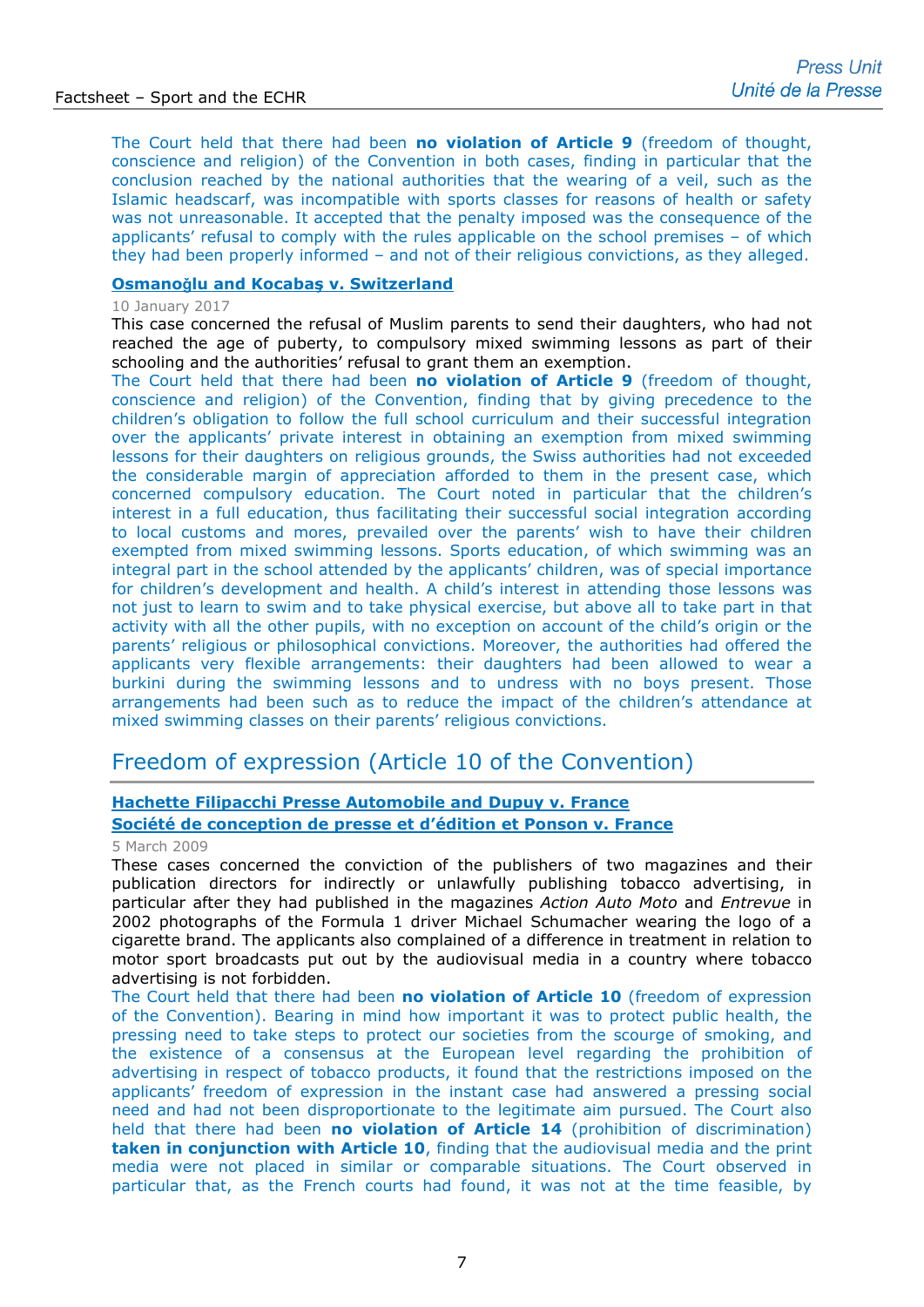The Court held that there had been **no violation of Article 9** (freedom of thought, conscience and religion) of the Convention in both cases, finding in particular that the conclusion reached by the national authorities that the wearing of a veil, such as the Islamic headscarf, was incompatible with sports classes for reasons of health or safety was not unreasonable. It accepted that the penalty imposed was the consequence of the applicants' refusal to comply with the rules applicable on the school premises – of which they had been properly informed – and not of their religious convictions, as they alleged.

**Osmanoğlu and Kocabaş v. Switzerland**

10 January 2017

This case concerned the refusal of Muslim parents to send their daughters, who had not reached the age of puberty, to compulsory mixed swimming lessons as part of their schooling and the authorities' refusal to grant them an exemption.

The Court held that there had been **no violation of Article 9** (freedom of thought, conscience and religion) of the Convention, finding that by giving precedence to the children's obligation to follow the full school curriculum and their successful integration over the applicants' private interest in obtaining an exemption from mixed swimming lessons for their daughters on religious grounds, the Swiss authorities had not exceeded the considerable margin of appreciation afforded to them in the present case, which concerned compulsory education. The Court noted in particular that the children's interest in a full education, thus facilitating their successful social integration according to local customs and mores, prevailed over the parents' wish to have their children exempted from mixed swimming lessons. Sports education, of which swimming was an integral part in the school attended by the applicants' children, was of special importance for children's development and health. A child's interest in attending those lessons was not just to learn to swim and to take physical exercise, but above all to take part in that activity with all the other pupils, with no exception on account of the child's origin or the parents' religious or philosophical convictions. Moreover, the authorities had offered the applicants very flexible arrangements: their daughters had been allowed to wear a burkini during the swimming lessons and to undress with no boys present. Those arrangements had been such as to reduce the impact of the children's attendance at mixed swimming classes on their parents' religious convictions.

## Freedom of expression (Article 10 of the Convention)

**Hachette Filipacchi Presse Automobile and Dupuy v. France**
**Société de conception de presse et d'édition et Ponson v. France**

5 March 2009

These cases concerned the conviction of the publishers of two magazines and their publication directors for indirectly or unlawfully publishing tobacco advertising, in particular after they had published in the magazines *Action Auto Moto* and *Entrevue* in 2002 photographs of the Formula 1 driver Michael Schumacher wearing the logo of a cigarette brand. The applicants also complained of a difference in treatment in relation to motor sport broadcasts put out by the audiovisual media in a country where tobacco advertising is not forbidden.

The Court held that there had been **no violation of Article 10** (freedom of expression of the Convention). Bearing in mind how important it was to protect public health, the pressing need to take steps to protect our societies from the scourge of smoking, and the existence of a consensus at the European level regarding the prohibition of advertising in respect of tobacco products, it found that the restrictions imposed on the applicants' freedom of expression in the instant case had answered a pressing social need and had not been disproportionate to the legitimate aim pursued. The Court also held that there had been **no violation of Article 14** (prohibition of discrimination) **taken in conjunction with Article 10**, finding that the audiovisual media and the print media were not placed in similar or comparable situations. The Court observed in particular that, as the French courts had found, it was not at the time feasible, by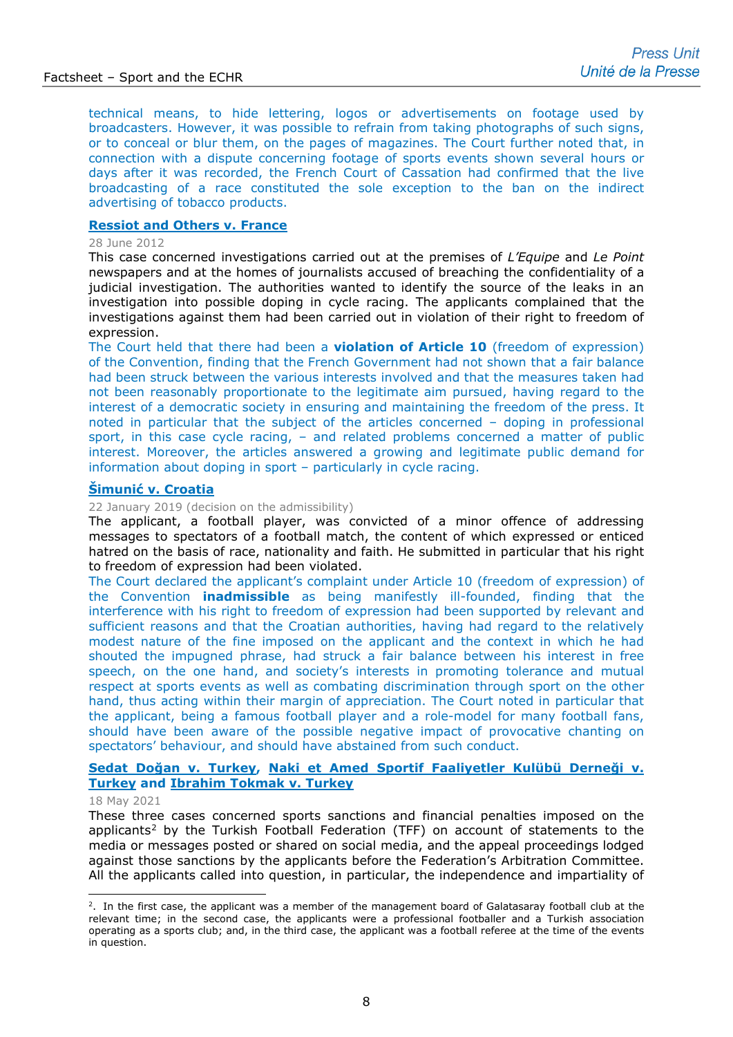technical means, to hide lettering, logos or advertisements on footage used by broadcasters. However, it was possible to refrain from taking photographs of such signs, or to conceal or blur them, on the pages of magazines. The Court further noted that, in connection with a dispute concerning footage of sports events shown several hours or days after it was recorded, the French Court of Cassation had confirmed that the live broadcasting of a race constituted the sole exception to the ban on the indirect advertising of tobacco products.

**Ressiot and Others v. France**

28 June 2012

This case concerned investigations carried out at the premises of *L'Equipe* and *Le Point* newspapers and at the homes of journalists accused of breaching the confidentiality of a judicial investigation. The authorities wanted to identify the source of the leaks in an investigation into possible doping in cycle racing. The applicants complained that the investigations against them had been carried out in violation of their right to freedom of expression.

The Court held that there had been a **violation of Article 10** (freedom of expression) of the Convention, finding that the French Government had not shown that a fair balance had been struck between the various interests involved and that the measures taken had not been reasonably proportionate to the legitimate aim pursued, having regard to the interest of a democratic society in ensuring and maintaining the freedom of the press. It noted in particular that the subject of the articles concerned – doping in professional sport, in this case cycle racing, – and related problems concerned a matter of public interest. Moreover, the articles answered a growing and legitimate public demand for information about doping in sport – particularly in cycle racing.

**Šimunić v. Croatia**

22 January 2019 (decision on the admissibility)

The applicant, a football player, was convicted of a minor offence of addressing messages to spectators of a football match, the content of which expressed or enticed hatred on the basis of race, nationality and faith. He submitted in particular that his right to freedom of expression had been violated.

The Court declared the applicant's complaint under Article 10 (freedom of expression) of the Convention **inadmissible** as being manifestly ill-founded, finding that the interference with his right to freedom of expression had been supported by relevant and sufficient reasons and that the Croatian authorities, having had regard to the relatively modest nature of the fine imposed on the applicant and the context in which he had shouted the impugned phrase, had struck a fair balance between his interest in free speech, on the one hand, and society's interests in promoting tolerance and mutual respect at sports events as well as combating discrimination through sport on the other hand, thus acting within their margin of appreciation. The Court noted in particular that the applicant, being a famous football player and a role-model for many football fans, should have been aware of the possible negative impact of provocative chanting on spectators' behaviour, and should have abstained from such conduct.

**Sedat Doğan v. Turkey, Naki et Amed Sportif Faaliyetler Kulübü Derneği v. Turkey and Ibrahim Tokmak v. Turkey**

18 May 2021

These three cases concerned sports sanctions and financial penalties imposed on the applicants[2] by the Turkish Football Federation (TFF) on account of statements to the media or messages posted or shared on social media, and the appeal proceedings lodged against those sanctions by the applicants before the Federation's Arbitration Committee. All the applicants called into question, in particular, the independence and impartiality of

---

[2]. In the first case, the applicant was a member of the management board of Galatasaray football club at the relevant time; in the second case, the applicants were a professional footballer and a Turkish association operating as a sports club; and, in the third case, the applicant was a football referee at the time of the events in question.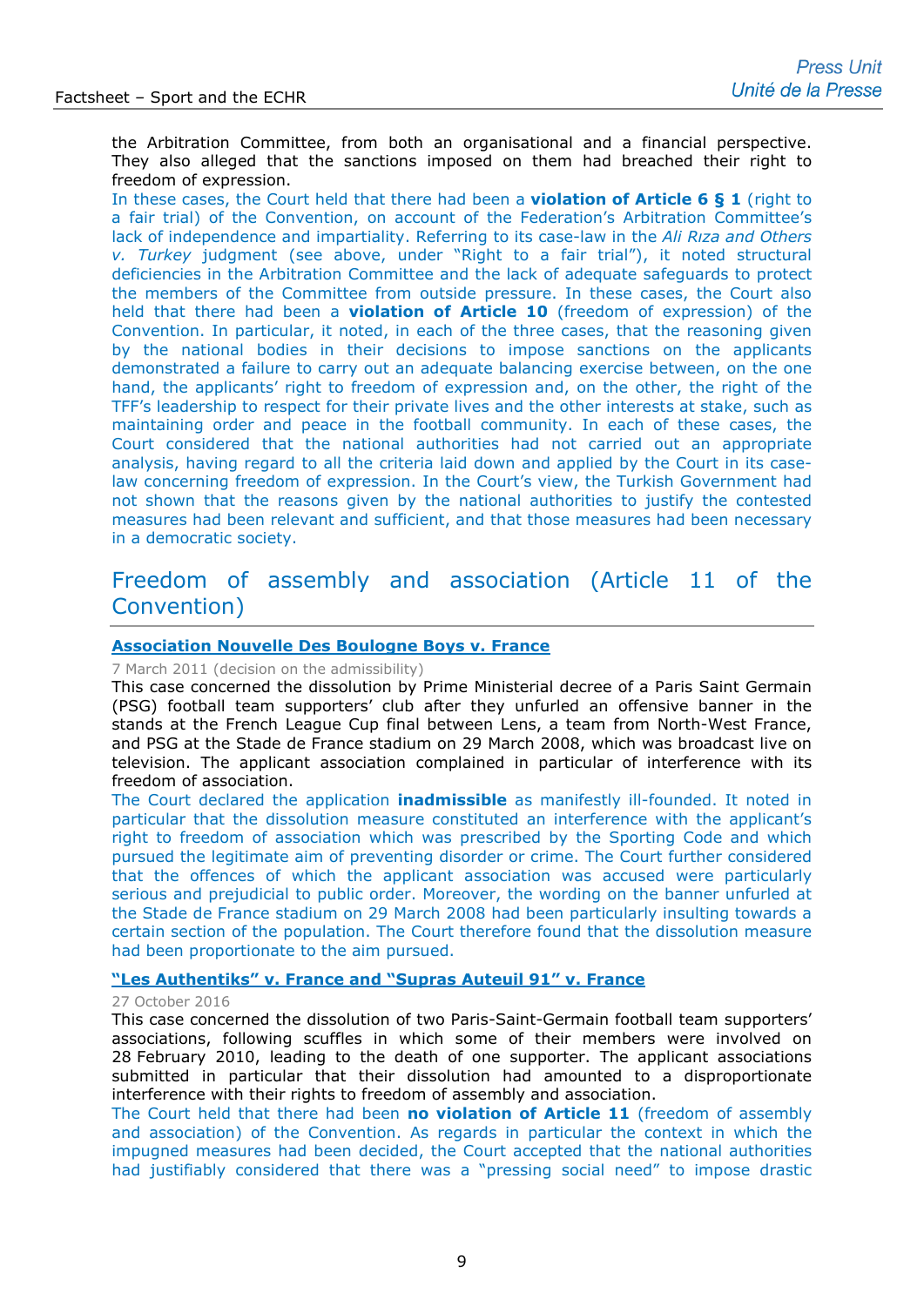the Arbitration Committee, from both an organisational and a financial perspective. They also alleged that the sanctions imposed on them had breached their right to freedom of expression.

In these cases, the Court held that there had been a **violation of Article 6 § 1** (right to a fair trial) of the Convention, on account of the Federation's Arbitration Committee's lack of independence and impartiality. Referring to its case-law in the *Ali Rıza and Others v. Turkey* judgment (see above, under "Right to a fair trial"), it noted structural deficiencies in the Arbitration Committee and the lack of adequate safeguards to protect the members of the Committee from outside pressure. In these cases, the Court also held that there had been a **violation of Article 10** (freedom of expression) of the Convention. In particular, it noted, in each of the three cases, that the reasoning given by the national bodies in their decisions to impose sanctions on the applicants demonstrated a failure to carry out an adequate balancing exercise between, on the one hand, the applicants' right to freedom of expression and, on the other, the right of the TFF's leadership to respect for their private lives and the other interests at stake, such as maintaining order and peace in the football community. In each of these cases, the Court considered that the national authorities had not carried out an appropriate analysis, having regard to all the criteria laid down and applied by the Court in its case-law concerning freedom of expression. In the Court's view, the Turkish Government had not shown that the reasons given by the national authorities to justify the contested measures had been relevant and sufficient, and that those measures had been necessary in a democratic society.

## Freedom of assembly and association (Article 11 of the Convention)

### Association Nouvelle Des Boulogne Boys v. France

7 March 2011 (decision on the admissibility)

This case concerned the dissolution by Prime Ministerial decree of a Paris Saint Germain (PSG) football team supporters' club after they unfurled an offensive banner in the stands at the French League Cup final between Lens, a team from North-West France, and PSG at the Stade de France stadium on 29 March 2008, which was broadcast live on television. The applicant association complained in particular of interference with its freedom of association.

The Court declared the application **inadmissible** as manifestly ill-founded. It noted in particular that the dissolution measure constituted an interference with the applicant's right to freedom of association which was prescribed by the Sporting Code and which pursued the legitimate aim of preventing disorder or crime. The Court further considered that the offences of which the applicant association was accused were particularly serious and prejudicial to public order. Moreover, the wording on the banner unfurled at the Stade de France stadium on 29 March 2008 had been particularly insulting towards a certain section of the population. The Court therefore found that the dissolution measure had been proportionate to the aim pursued.

### "Les Authentiks" v. France and "Supras Auteuil 91" v. France

27 October 2016

This case concerned the dissolution of two Paris-Saint-Germain football team supporters' associations, following scuffles in which some of their members were involved on 28 February 2010, leading to the death of one supporter. The applicant associations submitted in particular that their dissolution had amounted to a disproportionate interference with their rights to freedom of assembly and association.

The Court held that there had been **no violation of Article 11** (freedom of assembly and association) of the Convention. As regards in particular the context in which the impugned measures had been decided, the Court accepted that the national authorities had justifiably considered that there was a "pressing social need" to impose drastic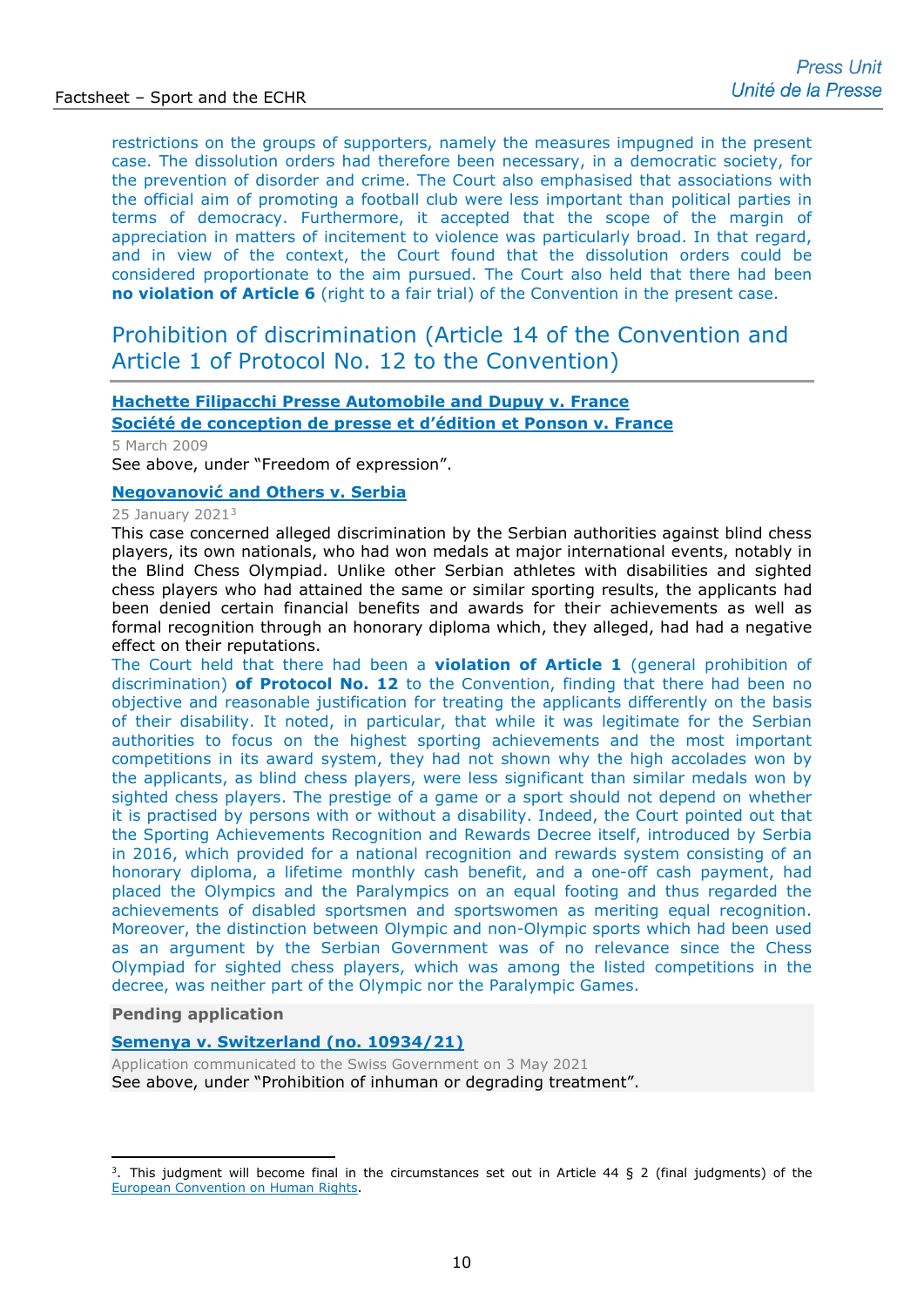restrictions on the groups of supporters, namely the measures impugned in the present case. The dissolution orders had therefore been necessary, in a democratic society, for the prevention of disorder and crime. The Court also emphasised that associations with the official aim of promoting a football club were less important than political parties in terms of democracy. Furthermore, it accepted that the scope of the margin of appreciation in matters of incitement to violence was particularly broad. In that regard, and in view of the context, the Court found that the dissolution orders could be considered proportionate to the aim pursued. The Court also held that there had been **no violation of Article 6** (right to a fair trial) of the Convention in the present case.

## Prohibition of discrimination (Article 14 of the Convention and Article 1 of Protocol No. 12 to the Convention)

**Hachette Filipacchi Presse Automobile and Dupuy v. France**
**Société de conception de presse et d'édition et Ponson v. France**

5 March 2009

See above, under "Freedom of expression".

**Negovanović and Others v. Serbia**

25 January 2021[3]

This case concerned alleged discrimination by the Serbian authorities against blind chess players, its own nationals, who had won medals at major international events, notably in the Blind Chess Olympiad. Unlike other Serbian athletes with disabilities and sighted chess players who had attained the same or similar sporting results, the applicants had been denied certain financial benefits and awards for their achievements as well as formal recognition through an honorary diploma which, they alleged, had had a negative effect on their reputations.

The Court held that there had been a **violation of Article 1** (general prohibition of discrimination) **of Protocol No. 12** to the Convention, finding that there had been no objective and reasonable justification for treating the applicants differently on the basis of their disability. It noted, in particular, that while it was legitimate for the Serbian authorities to focus on the highest sporting achievements and the most important competitions in its award system, they had not shown why the high accolades won by the applicants, as blind chess players, were less significant than similar medals won by sighted chess players. The prestige of a game or a sport should not depend on whether it is practised by persons with or without a disability. Indeed, the Court pointed out that the Sporting Achievements Recognition and Rewards Decree itself, introduced by Serbia in 2016, which provided for a national recognition and rewards system consisting of an honorary diploma, a lifetime monthly cash benefit, and a one-off cash payment, had placed the Olympics and the Paralympics on an equal footing and thus regarded the achievements of disabled sportsmen and sportswomen as meriting equal recognition. Moreover, the distinction between Olympic and non-Olympic sports which had been used as an argument by the Serbian Government was of no relevance since the Chess Olympiad for sighted chess players, which was among the listed competitions in the decree, was neither part of the Olympic nor the Paralympic Games.

**Pending application**

**Semenya v. Switzerland (no. 10934/21)**

Application communicated to the Swiss Government on 3 May 2021

See above, under "Prohibition of inhuman or degrading treatment".

---

[3]. This judgment will become final in the circumstances set out in Article 44 § 2 (final judgments) of the European Convention on Human Rights.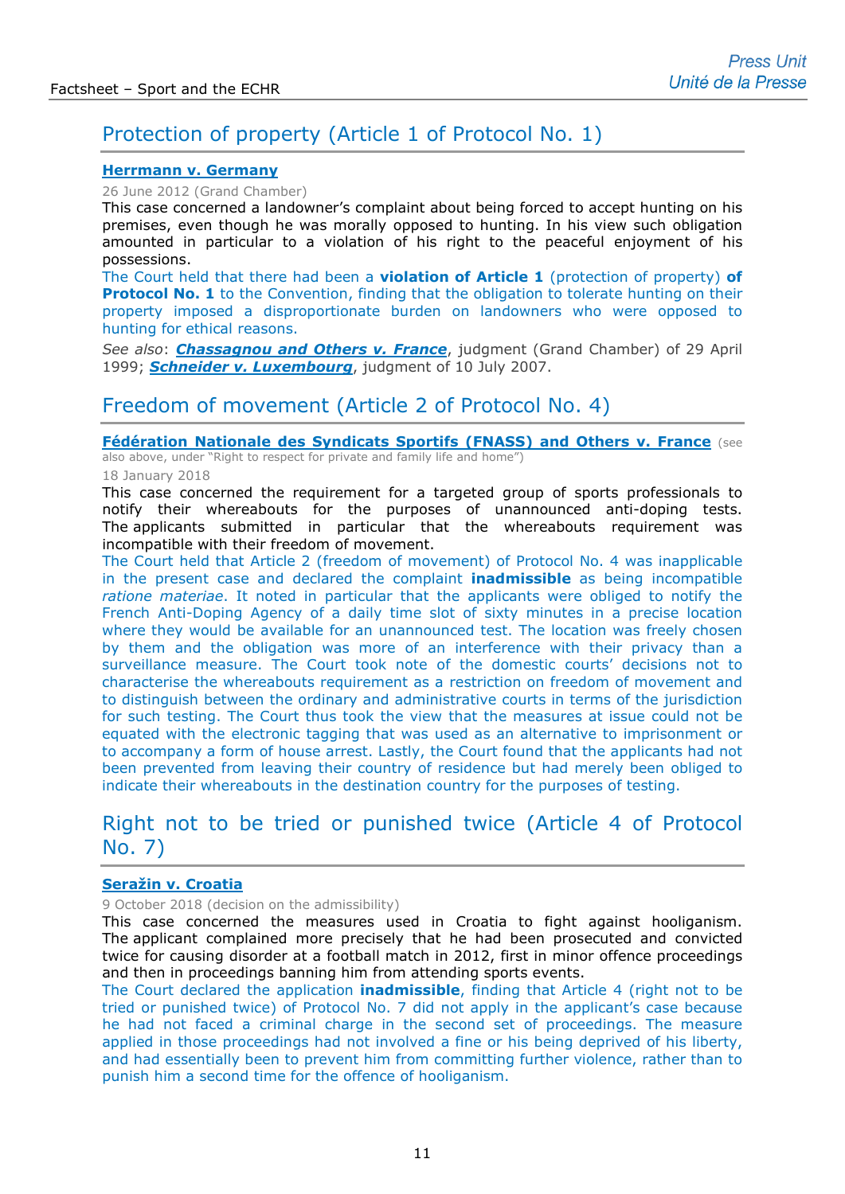## Protection of property (Article 1 of Protocol No. 1)

**Herrmann v. Germany**

26 June 2012 (Grand Chamber)

This case concerned a landowner's complaint about being forced to accept hunting on his premises, even though he was morally opposed to hunting. In his view such obligation amounted in particular to a violation of his right to the peaceful enjoyment of his possessions.

The Court held that there had been a **violation of Article 1** (protection of property) **of Protocol No. 1** to the Convention, finding that the obligation to tolerate hunting on their property imposed a disproportionate burden on landowners who were opposed to hunting for ethical reasons.

*See also*: ***Chassagnou and Others v. France***, judgment (Grand Chamber) of 29 April 1999; ***Schneider v. Luxembourg***, judgment of 10 July 2007.

## Freedom of movement (Article 2 of Protocol No. 4)

**Fédération Nationale des Syndicats Sportifs (FNASS) and Others v. France** (see also above, under "Right to respect for private and family life and home")

18 January 2018

This case concerned the requirement for a targeted group of sports professionals to notify their whereabouts for the purposes of unannounced anti-doping tests. The applicants submitted in particular that the whereabouts requirement was incompatible with their freedom of movement.

The Court held that Article 2 (freedom of movement) of Protocol No. 4 was inapplicable in the present case and declared the complaint **inadmissible** as being incompatible *ratione materiae*. It noted in particular that the applicants were obliged to notify the French Anti-Doping Agency of a daily time slot of sixty minutes in a precise location where they would be available for an unannounced test. The location was freely chosen by them and the obligation was more of an interference with their privacy than a surveillance measure. The Court took note of the domestic courts' decisions not to characterise the whereabouts requirement as a restriction on freedom of movement and to distinguish between the ordinary and administrative courts in terms of the jurisdiction for such testing. The Court thus took the view that the measures at issue could not be equated with the electronic tagging that was used as an alternative to imprisonment or to accompany a form of house arrest. Lastly, the Court found that the applicants had not been prevented from leaving their country of residence but had merely been obliged to indicate their whereabouts in the destination country for the purposes of testing.

## Right not to be tried or punished twice (Article 4 of Protocol No. 7)

**Seražin v. Croatia**

9 October 2018 (decision on the admissibility)

This case concerned the measures used in Croatia to fight against hooliganism. The applicant complained more precisely that he had been prosecuted and convicted twice for causing disorder at a football match in 2012, first in minor offence proceedings and then in proceedings banning him from attending sports events.

The Court declared the application **inadmissible**, finding that Article 4 (right not to be tried or punished twice) of Protocol No. 7 did not apply in the applicant's case because he had not faced a criminal charge in the second set of proceedings. The measure applied in those proceedings had not involved a fine or his being deprived of his liberty, and had essentially been to prevent him from committing further violence, rather than to punish him a second time for the offence of hooliganism.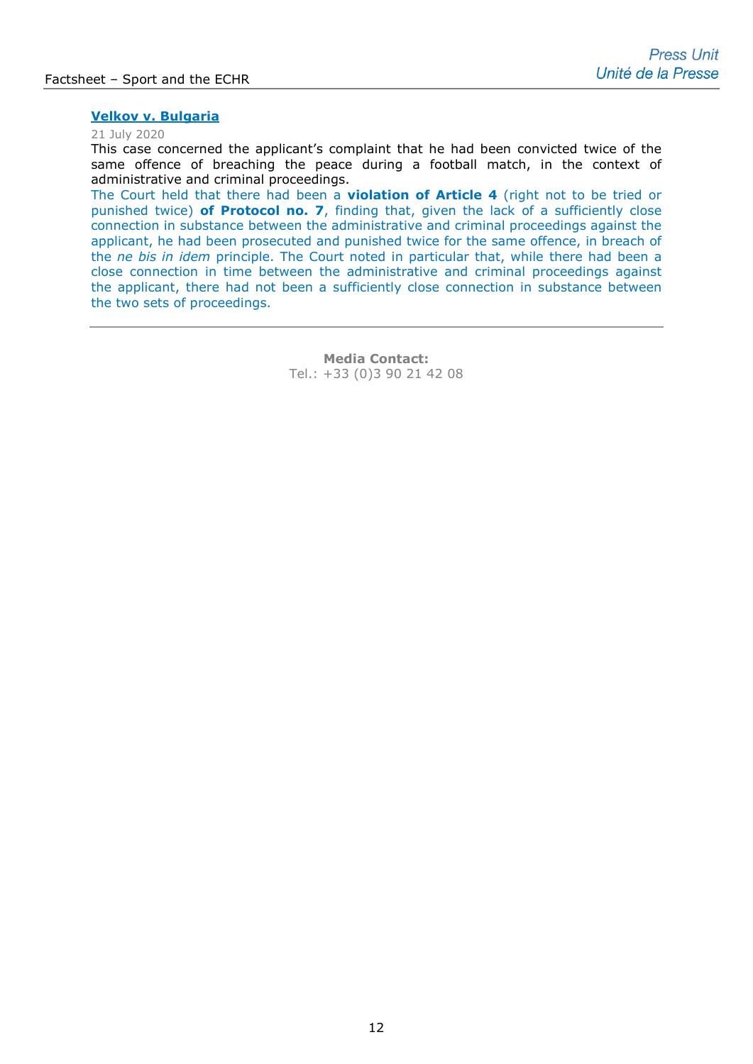**Velkov v. Bulgaria**

21 July 2020

This case concerned the applicant's complaint that he had been convicted twice of the same offence of breaching the peace during a football match, in the context of administrative and criminal proceedings.

The Court held that there had been a **violation of Article 4** (right not to be tried or punished twice) **of Protocol no. 7**, finding that, given the lack of a sufficiently close connection in substance between the administrative and criminal proceedings against the applicant, he had been prosecuted and punished twice for the same offence, in breach of the *ne bis in idem* principle. The Court noted in particular that, while there had been a close connection in time between the administrative and criminal proceedings against the applicant, there had not been a sufficiently close connection in substance between the two sets of proceedings.

---

**Media Contact:**
Tel.: +33 (0)3 90 21 42 08